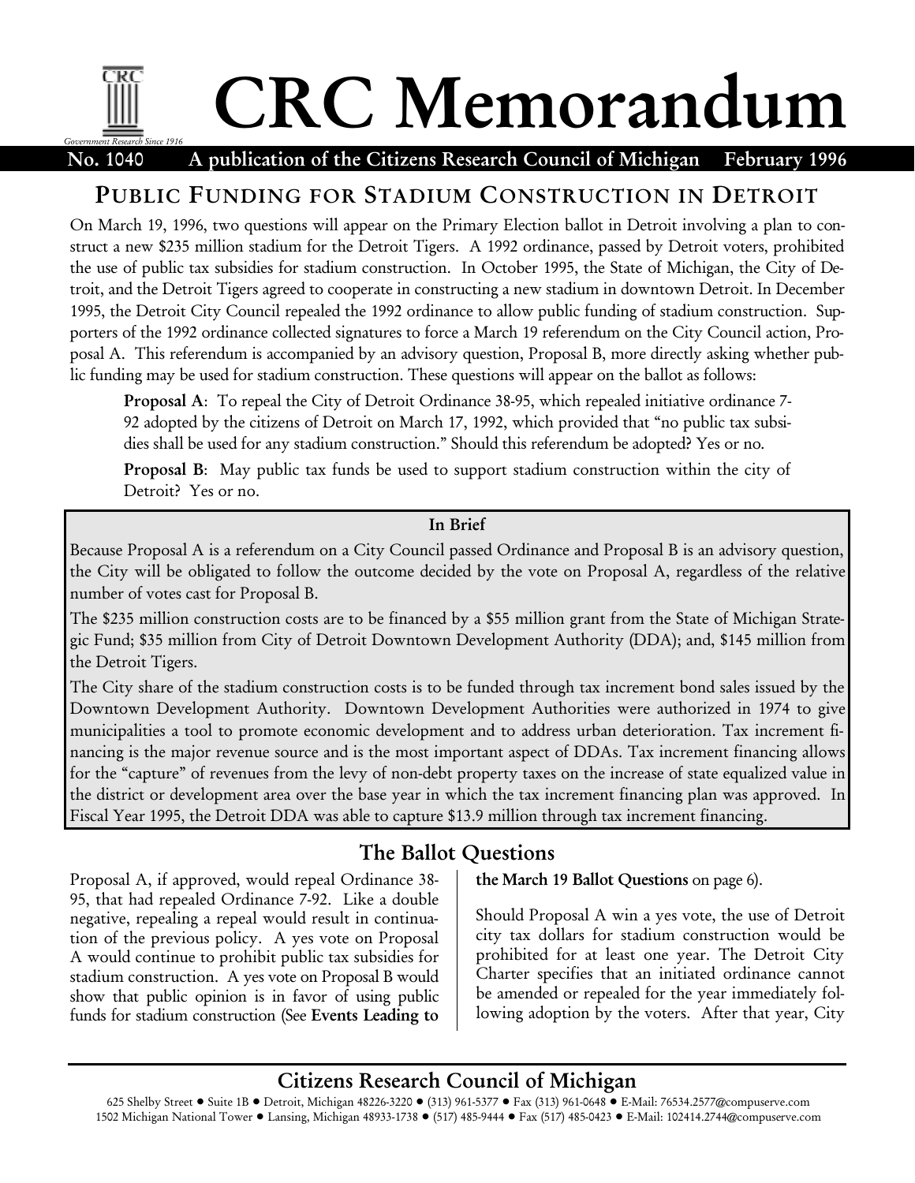# CRC Memorandum

*Government Research Since 1916*

**No. 1040 A publication of the Citizens Research Council of Michigan February 1996**

## PUBLIC FUNDING FOR STADIUM CONSTRUCTION IN DETROIT

On March 19, 1996, two questions will appear on the Primary Election ballot in Detroit involving a plan to construct a new $235 million stadium for the Detroit Tigers. A 1992 ordinance, passed by Detroit voters, prohibited the use of public tax subsidies for stadium construction. In October 1995, the State of Michigan, the City of Detroit, and the Detroit Tigers agreed to cooperate in constructing a new stadium in downtown Detroit. In December 1995, the Detroit City Council repealed the 1992 ordinance to allow public funding of stadium construction. Supporters of the 1992 ordinance collected signatures to force a March 19 referendum on the City Council action, Proposal A. This referendum is accompanied by an advisory question, Proposal B, more directly asking whether public funding may be used for stadium construction. These questions will appear on the ballot as follows:

> **Proposal A**: To repeal the City of Detroit Ordinance 38-95, which repealed initiative ordinance 7-92 adopted by the citizens of Detroit on March 17, 1992, which provided that "no public tax subsidies shall be used for any stadium construction." Should this referendum be adopted? Yes or no.
>
> **Proposal B**: May public tax funds be used to support stadium construction within the city of Detroit? Yes or no.

**In Brief**

Because Proposal A is a referendum on a City Council passed Ordinance and Proposal B is an advisory question, the City will be obligated to follow the outcome decided by the vote on Proposal A, regardless of the relative number of votes cast for Proposal B.

The $235 million construction costs are to be financed by a $55 million grant from the State of Michigan Strategic Fund; $35 million from City of Detroit Downtown Development Authority (DDA); and, $145 million from the Detroit Tigers.

The City share of the stadium construction costs is to be funded through tax increment bond sales issued by the Downtown Development Authority. Downtown Development Authorities were authorized in 1974 to give municipalities a tool to promote economic development and to address urban deterioration. Tax increment financing is the major revenue source and is the most important aspect of DDAs. Tax increment financing allows for the "capture" of revenues from the levy of non-debt property taxes on the increase of state equalized value in the district or development area over the base year in which the tax increment financing plan was approved. In Fiscal Year 1995, the Detroit DDA was able to capture $13.9 million through tax increment financing.

## The Ballot Questions

Proposal A, if approved, would repeal Ordinance 38-95, that had repealed Ordinance 7-92. Like a double negative, repealing a repeal would result in continuation of the previous policy. A yes vote on Proposal A would continue to prohibit public tax subsidies for stadium construction. A yes vote on Proposal B would show that public opinion is in favor of using public funds for stadium construction (See **Events Leading to the March 19 Ballot Questions** on page 6).

Should Proposal A win a yes vote, the use of Detroit city tax dollars for stadium construction would be prohibited for at least one year. The Detroit City Charter specifies that an initiated ordinance cannot be amended or repealed for the year immediately following adoption by the voters. After that year, City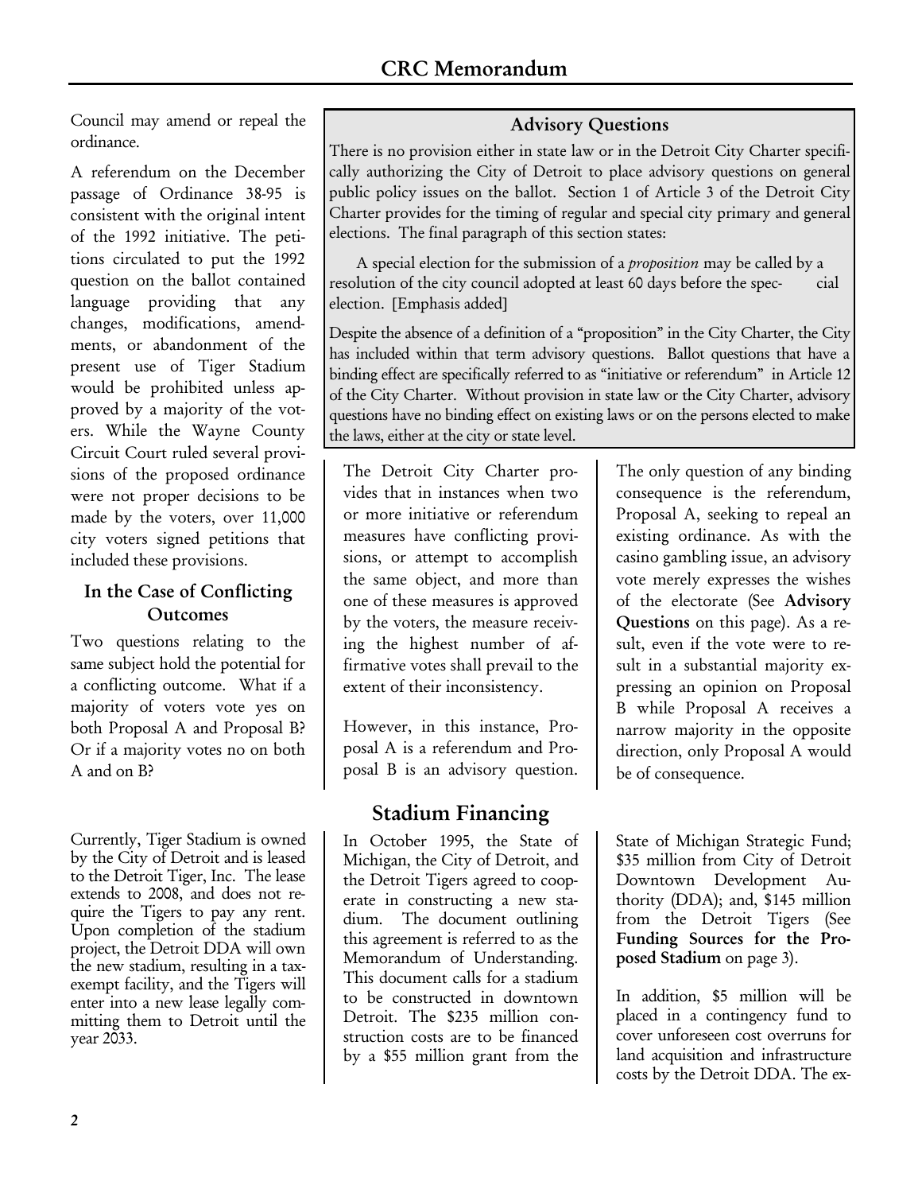Council may amend or repeal the ordinance.

A referendum on the December passage of Ordinance 38-95 is consistent with the original intent of the 1992 initiative. The petitions circulated to put the 1992 question on the ballot contained language providing that any changes, modifications, amendments, or abandonment of the present use of Tiger Stadium would be prohibited unless approved by a majority of the voters. While the Wayne County Circuit Court ruled several provisions of the proposed ordinance were not proper decisions to be made by the voters, over 11,000 city voters signed petitions that included these provisions.

### Advisory Questions

There is no provision either in state law or in the Detroit City Charter specifically authorizing the City of Detroit to place advisory questions on general public policy issues on the ballot. Section 1 of Article 3 of the Detroit City Charter provides for the timing of regular and special city primary and general elections. The final paragraph of this section states:

> A special election for the submission of a *proposition* may be called by a resolution of the city council adopted at least 60 days before the special election. [Emphasis added]

Despite the absence of a definition of a "proposition" in the City Charter, the City has included within that term advisory questions. Ballot questions that have a binding effect are specifically referred to as "initiative or referendum" in Article 12 of the City Charter. Without provision in state law or the City Charter, advisory questions have no binding effect on existing laws or on the persons elected to make the laws, either at the city or state level.

### In the Case of Conflicting Outcomes

Two questions relating to the same subject hold the potential for a conflicting outcome. What if a majority of voters vote yes on both Proposal A and Proposal B? Or if a majority votes no on both A and on B?

The Detroit City Charter provides that in instances when two or more initiative or referendum measures have conflicting provisions, or attempt to accomplish the same object, and more than one of these measures is approved by the voters, the measure receiving the highest number of affirmative votes shall prevail to the extent of their inconsistency.

However, in this instance, Proposal A is a referendum and Proposal B is an advisory question. The only question of any binding consequence is the referendum, Proposal A, seeking to repeal an existing ordinance. As with the casino gambling issue, an advisory vote merely expresses the wishes of the electorate (See **Advisory Questions** on this page). As a result, even if the vote were to result in a substantial majority expressing an opinion on Proposal B while Proposal A receives a narrow majority in the opposite direction, only Proposal A would be of consequence.

Currently, Tiger Stadium is owned by the City of Detroit and is leased to the Detroit Tiger, Inc. The lease extends to 2008, and does not require the Tigers to pay any rent. Upon completion of the stadium project, the Detroit DDA will own the new stadium, resulting in a tax-exempt facility, and the Tigers will enter into a new lease legally committing them to Detroit until the year 2033.

## Stadium Financing

In October 1995, the State of Michigan, the City of Detroit, and the Detroit Tigers agreed to cooperate in constructing a new stadium. The document outlining this agreement is referred to as the Memorandum of Understanding. This document calls for a stadium to be constructed in downtown Detroit. The $235 million construction costs are to be financed by a $55 million grant from the State of Michigan Strategic Fund; $35 million from City of Detroit Downtown Development Authority (DDA); and, $145 million from the Detroit Tigers (See **Funding Sources for the Proposed Stadium** on page 3).

In addition, $5 million will be placed in a contingency fund to cover unforeseen cost overruns for land acquisition and infrastructure costs by the Detroit DDA. The ex-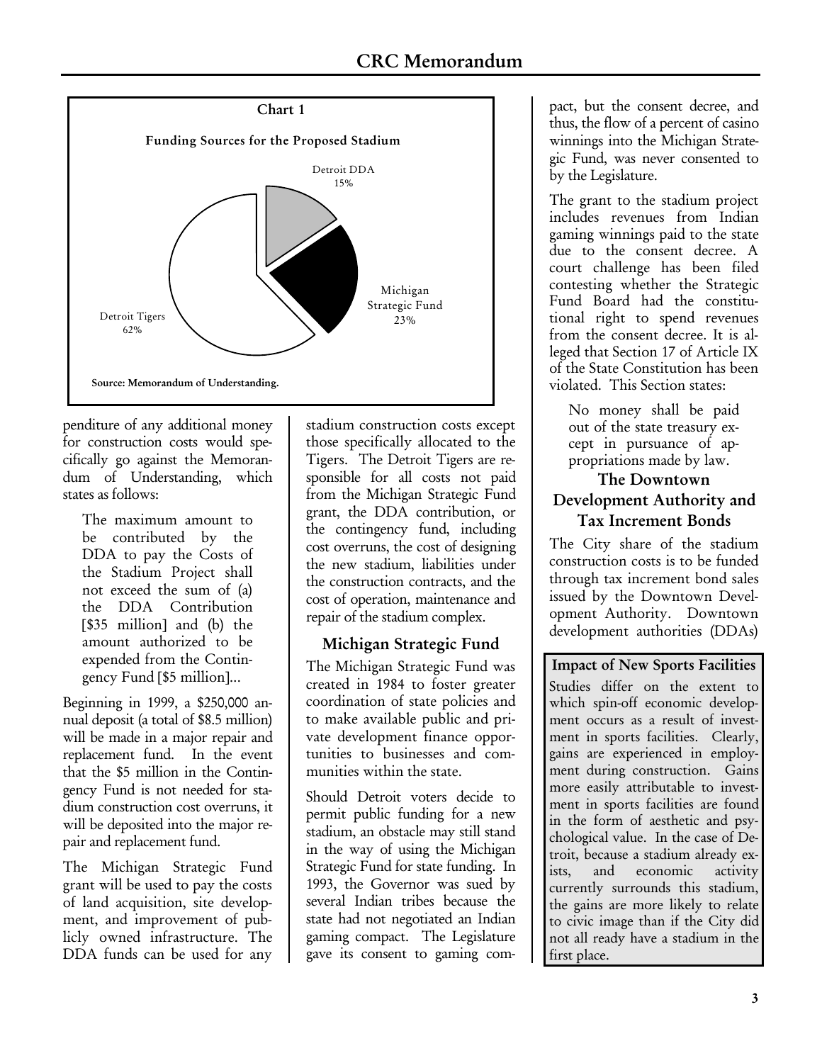**Chart 1**

**Funding Sources for the Proposed Stadium**

| Source | Share |
|---|---|
| Detroit DDA | 15% |
| Michigan Strategic Fund | 23% |
| Detroit Tigers | 62% |

**Source: Memorandum of Understanding.**

penditure of any additional money for construction costs would specifically go against the Memorandum of Understanding, which states as follows:

> The maximum amount to be contributed by the DDA to pay the Costs of the Stadium Project shall not exceed the sum of (a) the DDA Contribution [$35 million] and (b) the amount authorized to be expended from the Contingency Fund [$5 million]...

Beginning in 1999, a $250,000 annual deposit (a total of $8.5 million) will be made in a major repair and replacement fund. In the event that the $5 million in the Contingency Fund is not needed for stadium construction cost overruns, it will be deposited into the major repair and replacement fund.

The Michigan Strategic Fund grant will be used to pay the costs of land acquisition, site development, and improvement of publicly owned infrastructure. The DDA funds can be used for any stadium construction costs except those specifically allocated to the Tigers. The Detroit Tigers are responsible for all costs not paid from the Michigan Strategic Fund grant, the DDA contribution, or the contingency fund, including cost overruns, the cost of designing the new stadium, liabilities under the construction contracts, and the cost of operation, maintenance and repair of the stadium complex.

## Michigan Strategic Fund

The Michigan Strategic Fund was created in 1984 to foster greater coordination of state policies and to make available public and private development finance opportunities to businesses and communities within the state.

Should Detroit voters decide to permit public funding for a new stadium, an obstacle may still stand in the way of using the Michigan Strategic Fund for state funding. In 1993, the Governor was sued by several Indian tribes because the state had not negotiated an Indian gaming compact. The Legislature gave its consent to gaming compact, but the consent decree, and thus, the flow of a percent of casino winnings into the Michigan Strategic Fund, was never consented to by the Legislature.

The grant to the stadium project includes revenues from Indian gaming winnings paid to the state due to the consent decree. A court challenge has been filed contesting whether the Strategic Fund Board had the constitutional right to spend revenues from the consent decree. It is alleged that Section 17 of Article IX of the State Constitution has been violated. This Section states:

> No money shall be paid out of the state treasury except in pursuance of appropriations made by law.

## The Downtown Development Authority and Tax Increment Bonds

The City share of the stadium construction costs is to be funded through tax increment bond sales issued by the Downtown Development Authority. Downtown development authorities (DDAs)

**Impact of New Sports Facilities**

Studies differ on the extent to which spin-off economic development occurs as a result of investment in sports facilities. Clearly, gains are experienced in employment during construction. Gains more easily attributable to investment in sports facilities are found in the form of aesthetic and psychological value. In the case of Detroit, because a stadium already exists, and economic activity currently surrounds this stadium, the gains are more likely to relate to civic image than if the City did not all ready have a stadium in the first place.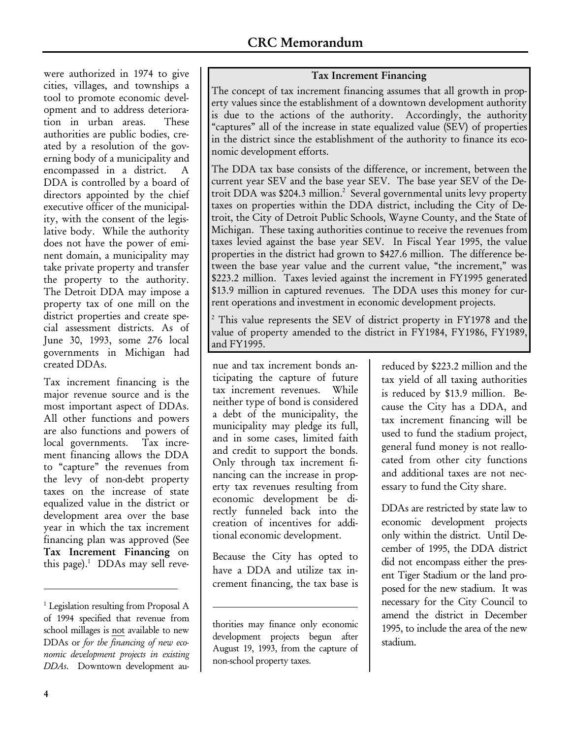were authorized in 1974 to give cities, villages, and townships a tool to promote economic development and to address deterioration in urban areas. These authorities are public bodies, created by a resolution of the governing body of a municipality and encompassed in a district. A DDA is controlled by a board of directors appointed by the chief executive officer of the municipality, with the consent of the legislative body. While the authority does not have the power of eminent domain, a municipality may take private property and transfer the property to the authority. The Detroit DDA may impose a property tax of one mill on the district properties and create special assessment districts. As of June 30, 1993, some 276 local governments in Michigan had created DDAs.

Tax increment financing is the major revenue source and is the most important aspect of DDAs. All other functions and powers are also functions and powers of local governments. Tax increment financing allows the DDA to "capture" the revenues from the levy of non-debt property taxes on the increase of state equalized value in the district or development area over the base year in which the tax increment financing plan was approved (See **Tax Increment Financing** on this page).[1] DDAs may sell revenue and tax increment bonds anticipating the capture of future tax increment revenues. While neither type of bond is considered a debt of the municipality, the municipality may pledge its full, and in some cases, limited faith and credit to support the bonds. Only through tax increment financing can the increase in property tax revenues resulting from economic development be directly funneled back into the creation of incentives for additional economic development.

Because the City has opted to have a DDA and utilize tax increment financing, the tax base is reduced by $223.2 million and the tax yield of all taxing authorities is reduced by $13.9 million. Because the City has a DDA, and tax increment financing will be used to fund the stadium project, general fund money is not reallocated from other city functions and additional taxes are not necessary to fund the City share.

DDAs are restricted by state law to economic development projects only within the district. Until December of 1995, the DDA district did not encompass either the present Tiger Stadium or the land proposed for the new stadium. It was necessary for the City Council to amend the district in December 1995, to include the area of the new stadium.

### Tax Increment Financing

The concept of tax increment financing assumes that all growth in property values since the establishment of a downtown development authority is due to the actions of the authority. Accordingly, the authority "captures" all of the increase in state equalized value (SEV) of properties in the district since the establishment of the authority to finance its economic development efforts.

The DDA tax base consists of the difference, or increment, between the current year SEV and the base year SEV. The base year SEV of the Detroit DDA was $204.3 million.[2] Several governmental units levy property taxes on properties within the DDA district, including the City of Detroit, the City of Detroit Public Schools, Wayne County, and the State of Michigan. These taxing authorities continue to receive the revenues from taxes levied against the base year SEV. In Fiscal Year 1995, the value properties in the district had grown to $427.6 million. The difference between the base year value and the current value, "the increment," was $223.2 million. Taxes levied against the increment in FY1995 generated $13.9 million in captured revenues. The DDA uses this money for current operations and investment in economic development projects.

[2] This value represents the SEV of district property in FY1978 and the value of property amended to the district in FY1984, FY1986, FY1989, and FY1995.

---

[1] Legislation resulting from Proposal A of 1994 specified that revenue from school millages is not available to new DDAs or *for the financing of new economic development projects in existing DDAs*. Downtown development authorities may finance only economic development projects begun after August 19, 1993, from the capture of non-school property taxes.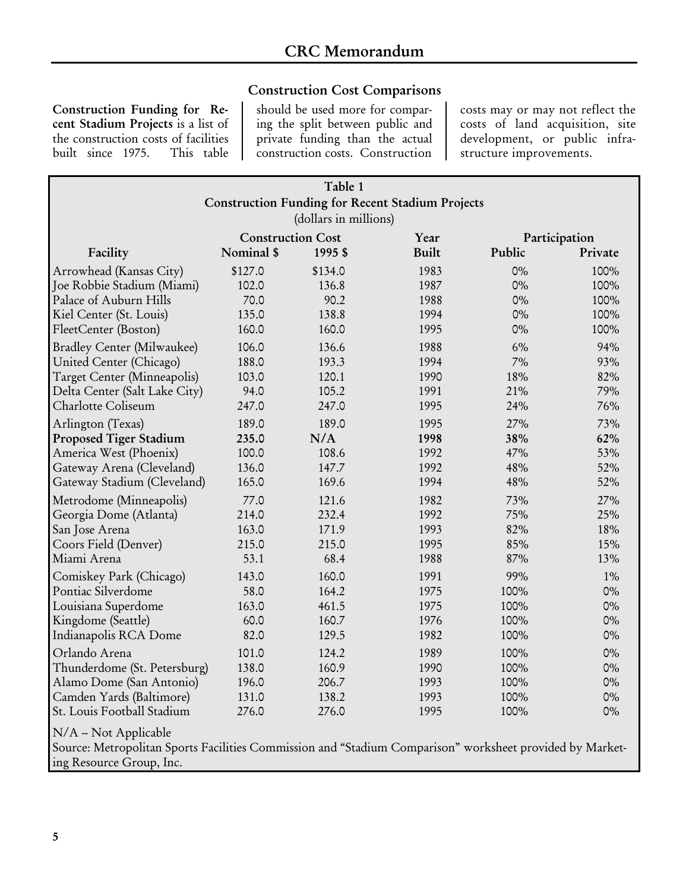## Construction Cost Comparisons

**Construction Funding for Recent Stadium Projects** is a list of the construction costs of facilities built since 1975. This table should be used more for comparing the split between public and private funding than the actual construction costs. Construction costs may or may not reflect the costs of land acquisition, site development, or public infrastructure improvements.

**Table 1**
**Construction Funding for Recent Stadium Projects**
(dollars in millions)

| Facility | Construction Cost | | Year | Participation | |
|---|---|---|---|---|---|
| | Nominal $ | 1995 $ | Built | Public | Private |
| Arrowhead (Kansas City) | $127.0 | $134.0 | 1983 | 0% | 100% |
| Joe Robbie Stadium (Miami) | 102.0 | 136.8 | 1987 | 0% | 100% |
| Palace of Auburn Hills | 70.0 | 90.2 | 1988 | 0% | 100% |
| Kiel Center (St. Louis) | 135.0 | 138.8 | 1994 | 0% | 100% |
| FleetCenter (Boston) | 160.0 | 160.0 | 1995 | 0% | 100% |
| Bradley Center (Milwaukee) | 106.0 | 136.6 | 1988 | 6% | 94% |
| United Center (Chicago) | 188.0 | 193.3 | 1994 | 7% | 93% |
| Target Center (Minneapolis) | 103.0 | 120.1 | 1990 | 18% | 82% |
| Delta Center (Salt Lake City) | 94.0 | 105.2 | 1991 | 21% | 79% |
| Charlotte Coliseum | 247.0 | 247.0 | 1995 | 24% | 76% |
| Arlington (Texas) | 189.0 | 189.0 | 1995 | 27% | 73% |
| **Proposed Tiger Stadium** | **235.0** | **N/A** | **1998** | **38%** | **62%** |
| America West (Phoenix) | 100.0 | 108.6 | 1992 | 47% | 53% |
| Gateway Arena (Cleveland) | 136.0 | 147.7 | 1992 | 48% | 52% |
| Gateway Stadium (Cleveland) | 165.0 | 169.6 | 1994 | 48% | 52% |
| Metrodome (Minneapolis) | 77.0 | 121.6 | 1982 | 73% | 27% |
| Georgia Dome (Atlanta) | 214.0 | 232.4 | 1992 | 75% | 25% |
| San Jose Arena | 163.0 | 171.9 | 1993 | 82% | 18% |
| Coors Field (Denver) | 215.0 | 215.0 | 1995 | 85% | 15% |
| Miami Arena | 53.1 | 68.4 | 1988 | 87% | 13% |
| Comiskey Park (Chicago) | 143.0 | 160.0 | 1991 | 99% | 1% |
| Pontiac Silverdome | 58.0 | 164.2 | 1975 | 100% | 0% |
| Louisiana Superdome | 163.0 | 461.5 | 1975 | 100% | 0% |
| Kingdome (Seattle) | 60.0 | 160.7 | 1976 | 100% | 0% |
| Indianapolis RCA Dome | 82.0 | 129.5 | 1982 | 100% | 0% |
| Orlando Arena | 101.0 | 124.2 | 1989 | 100% | 0% |
| Thunderdome (St. Petersburg) | 138.0 | 160.9 | 1990 | 100% | 0% |
| Alamo Dome (San Antonio) | 196.0 | 206.7 | 1993 | 100% | 0% |
| Camden Yards (Baltimore) | 131.0 | 138.2 | 1993 | 100% | 0% |
| St. Louis Football Stadium | 276.0 | 276.0 | 1995 | 100% | 0% |

N/A -- Not Applicable
Source: Metropolitan Sports Facilities Commission and "Stadium Comparison" worksheet provided by Marketing Resource Group, Inc.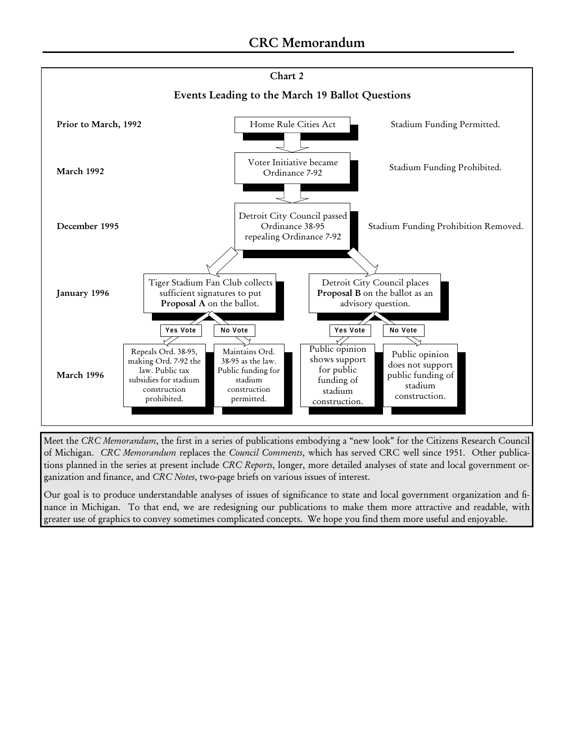**Chart 2**

**Events Leading to the March 19 Ballot Questions**

Prior to March, 1992

Home Rule Cities Act

Stadium Funding Permitted.

March 1992

Voter Initiative became Ordinance 7-92

Stadium Funding Prohibited.

December 1995

Detroit City Council passed Ordinance 38-95 repealing Ordinance 7-92

Stadium Funding Prohibition Removed.

January 1996

Tiger Stadium Fan Club collects sufficient signatures to put **Proposal A** on the ballot.

Detroit City Council places **Proposal B** on the ballot as an advisory question.

Yes Vote

No Vote

Yes Vote

No Vote

March 1996

Repeals Ord. 38-95, making Ord. 7-92 the law. Public tax subsidies for stadium construction prohibited.

Maintains Ord. 38-95 as the law. Public funding for stadium construction permitted.

Public opinion shows support for public funding of stadium construction.

Public opinion does not support public funding of stadium construction.

Meet the *CRC Memorandum*, the first in a series of publications embodying a "new look" for the Citizens Research Council of Michigan. *CRC Memorandum* replaces the *Council Comments*, which has served CRC well since 1951. Other publications planned in the series at present include *CRC Reports*, longer, more detailed analyses of state and local government organization and finance, and *CRC Notes*, two-page briefs on various issues of interest.

Our goal is to produce understandable analyses of issues of significance to state and local government organization and finance in Michigan. To that end, we are redesigning our publications to make them more attractive and readable, with greater use of graphics to convey sometimes complicated concepts. We hope you find them more useful and enjoyable.